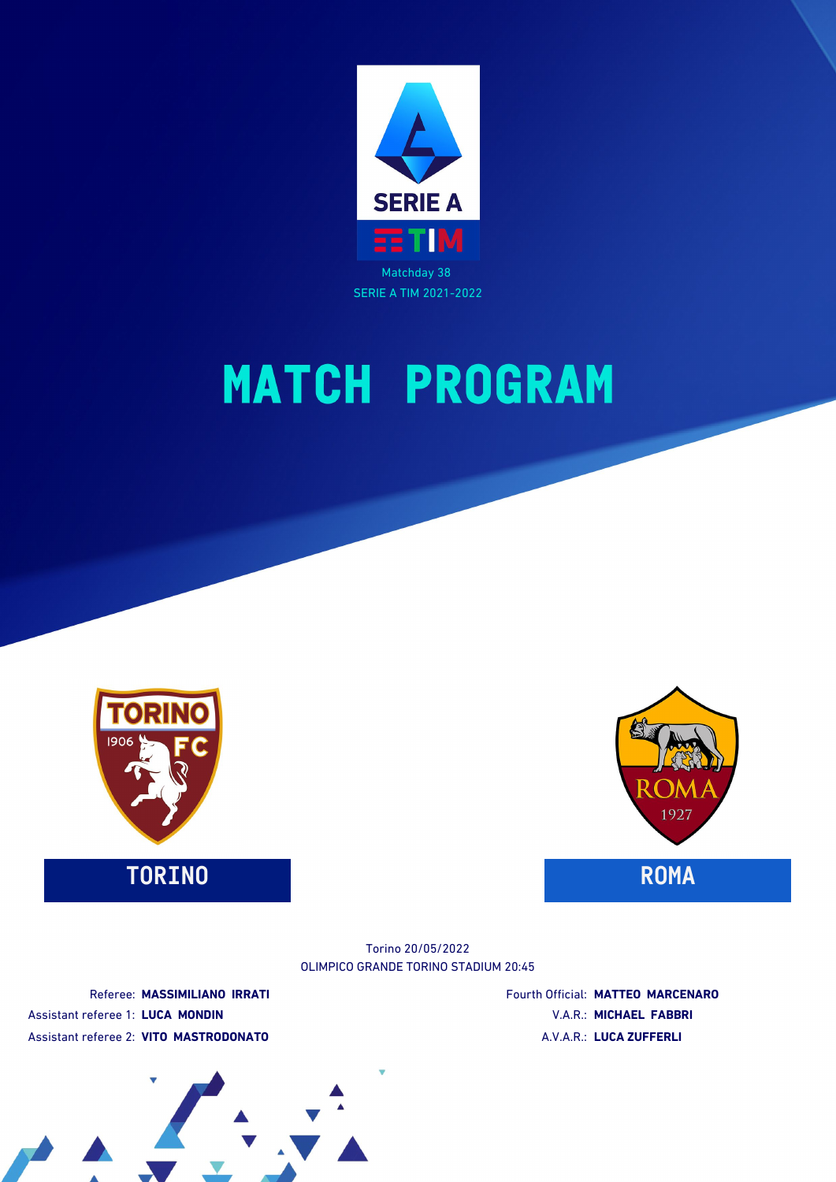SERIE A

TIM

Matchday 38

SERIE A TIM 2021-2022

# MATCH PROGRAM

TORINO

ROMA

Torino 20/05/2022

OLIMPICO GRANDE TORINO STADIUM 20:45

Referee: **MASSIMILIANO IRRATI**

Assistant referee 1: **LUCA MONDIN**

Assistant referee 2: **VITO MASTRODONATO**

Fourth Official: **MATTEO MARCENARO**

V.A.R.: **MICHAEL FABBRI**

A.V.A.R.: **LUCA ZUFFERLI**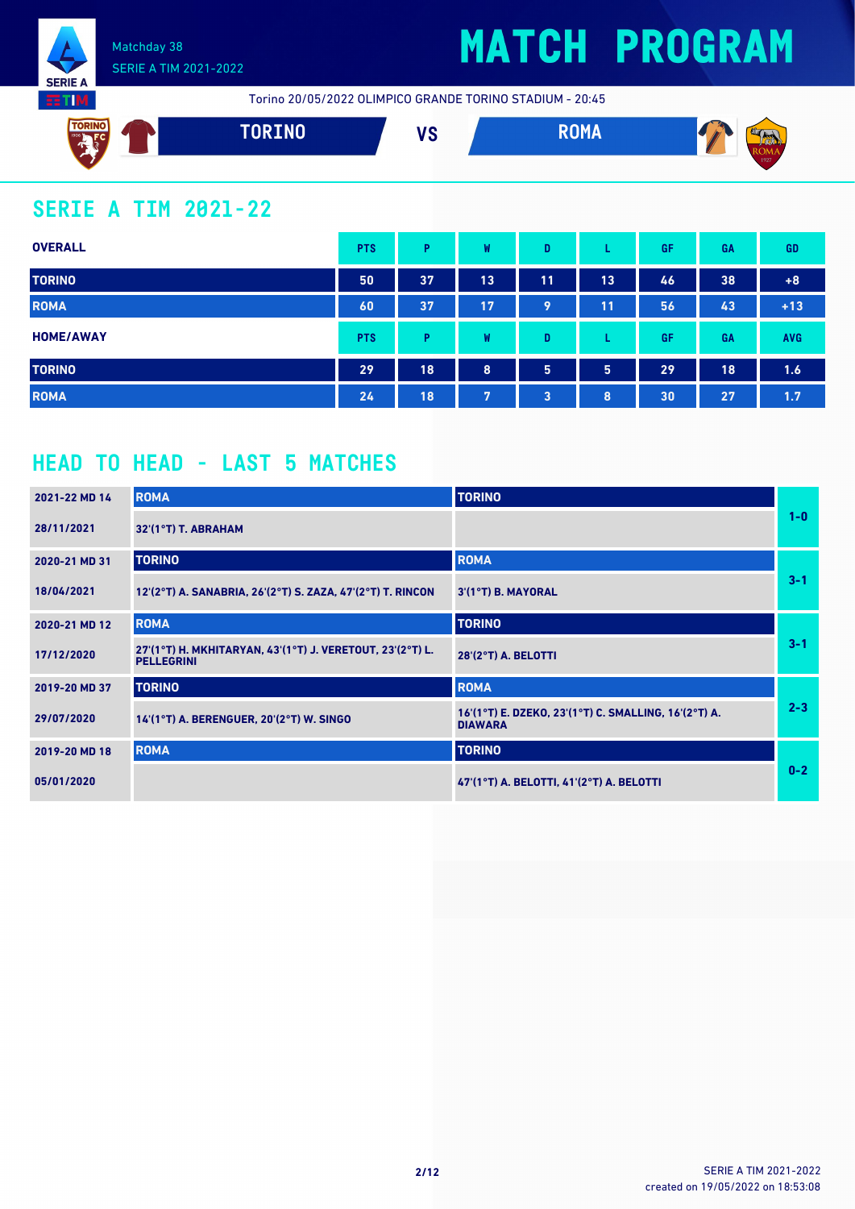Matchday 38
SERIE A TIM 2021-2022

# MATCH PROGRAM

Torino 20/05/2022 OLIMPICO GRANDE TORINO STADIUM - 20:45

**TORINO** VS **ROMA**

## SERIE A TIM 2021-22

| OVERALL | PTS | P | W | D | L | GF | GA | GD |
|---|---|---|---|---|---|---|---|---|
| TORINO | 50 | 37 | 13 | 11 | 13 | 46 | 38 | +8 |
| ROMA | 60 | 37 | 17 | 9 | 11 | 56 | 43 | +13 |

| HOME/AWAY | PTS | P | W | D | L | GF | GA | AVG |
|---|---|---|---|---|---|---|---|---|
| TORINO | 29 | 18 | 8 | 5 | 5 | 29 | 18 | 1.6 |
| ROMA | 24 | 18 | 7 | 3 | 8 | 30 | 27 | 1.7 |

## HEAD TO HEAD - LAST 5 MATCHES

| Match | Home | Away | Result |
|---|---|---|---|
| 2021-22 MD 14 | ROMA | TORINO | 1-0 |
| 28/11/2021 | 32'(1°T) T. ABRAHAM | | |
| 2020-21 MD 31 | TORINO | ROMA | 3-1 |
| 18/04/2021 | 12'(2°T) A. SANABRIA, 26'(2°T) S. ZAZA, 47'(2°T) T. RINCON | 3'(1°T) B. MAYORAL | |
| 2020-21 MD 12 | ROMA | TORINO | 3-1 |
| 17/12/2020 | 27'(1°T) H. MKHITARYAN, 43'(1°T) J. VERETOUT, 23'(2°T) L. PELLEGRINI | 28'(2°T) A. BELOTTI | |
| 2019-20 MD 37 | TORINO | ROMA | 2-3 |
| 29/07/2020 | 14'(1°T) A. BERENGUER, 20'(2°T) W. SINGO | 16'(1°T) E. DZEKO, 23'(1°T) C. SMALLING, 16'(2°T) A. DIAWARA | |
| 2019-20 MD 18 | ROMA | TORINO | 0-2 |
| 05/01/2020 | | 47'(1°T) A. BELOTTI, 41'(2°T) A. BELOTTI | |

SERIE A TIM 2021-2022
created on 19/05/2022 on 18:53:08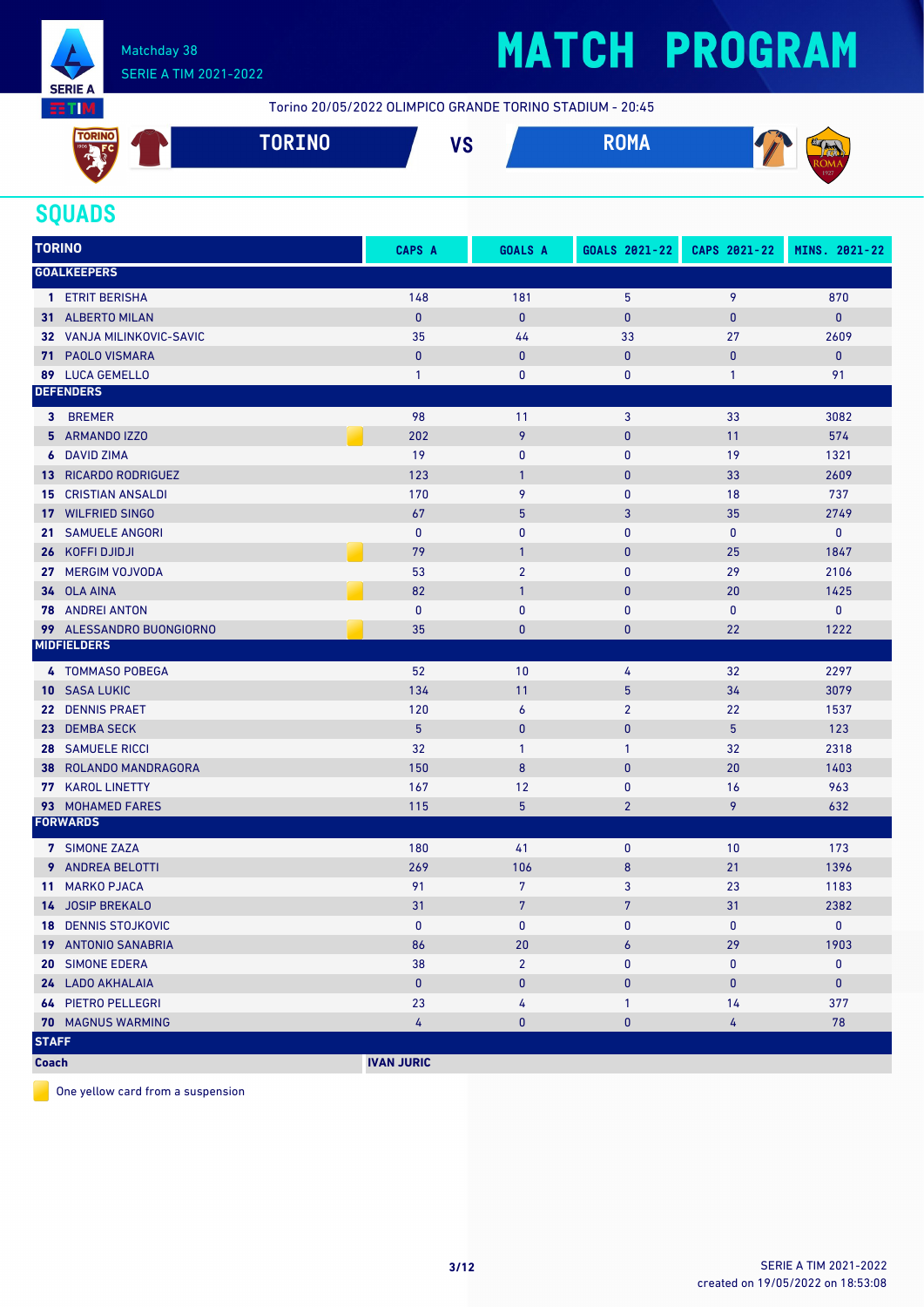Matchday 38
SERIE A TIM 2021-2022

# MATCH PROGRAM

Torino 20/05/2022 OLIMPICO GRANDE TORINO STADIUM - 20:45

**TORINO** VS **ROMA**

## SQUADS

| TORINO | CAPS A | GOALS A | GOALS 2021-22 | CAPS 2021-22 | MINS. 2021-22 |
|---|---|---|---|---|---|
| **GOALKEEPERS** | | | | | |
| 1 ETRIT BERISHA | 148 | 181 | 5 | 9 | 870 |
| 31 ALBERTO MILAN | 0 | 0 | 0 | 0 | 0 |
| 32 VANJA MILINKOVIC-SAVIC | 35 | 44 | 33 | 27 | 2609 |
| 71 PAOLO VISMARA | 0 | 0 | 0 | 0 | 0 |
| 89 LUCA GEMELLO | 1 | 0 | 0 | 1 | 91 |
| **DEFENDERS** | | | | | |
| 3 BREMER | 98 | 11 | 3 | 33 | 3082 |
| 5 ARMANDO IZZO 🟨 | 202 | 9 | 0 | 11 | 574 |
| 6 DAVID ZIMA | 19 | 0 | 0 | 19 | 1321 |
| 13 RICARDO RODRIGUEZ | 123 | 1 | 0 | 33 | 2609 |
| 15 CRISTIAN ANSALDI | 170 | 9 | 0 | 18 | 737 |
| 17 WILFRIED SINGO | 67 | 5 | 3 | 35 | 2749 |
| 21 SAMUELE ANGORI | 0 | 0 | 0 | 0 | 0 |
| 26 KOFFI DJIDJI 🟨 | 79 | 1 | 0 | 25 | 1847 |
| 27 MERGIM VOJVODA | 53 | 2 | 0 | 29 | 2106 |
| 34 OLA AINA 🟨 | 82 | 1 | 0 | 20 | 1425 |
| 78 ANDREI ANTON | 0 | 0 | 0 | 0 | 0 |
| 99 ALESSANDRO BUONGIORNO 🟨 | 35 | 0 | 0 | 22 | 1222 |
| **MIDFIELDERS** | | | | | |
| 4 TOMMASO POBEGA | 52 | 10 | 4 | 32 | 2297 |
| 10 SASA LUKIC | 134 | 11 | 5 | 34 | 3079 |
| 22 DENNIS PRAET | 120 | 6 | 2 | 22 | 1537 |
| 23 DEMBA SECK | 5 | 0 | 0 | 5 | 123 |
| 28 SAMUELE RICCI | 32 | 1 | 1 | 32 | 2318 |
| 38 ROLANDO MANDRAGORA | 150 | 8 | 0 | 20 | 1403 |
| 77 KAROL LINETTY | 167 | 12 | 0 | 16 | 963 |
| 93 MOHAMED FARES | 115 | 5 | 2 | 9 | 632 |
| **FORWARDS** | | | | | |
| 7 SIMONE ZAZA | 180 | 41 | 0 | 10 | 173 |
| 9 ANDREA BELOTTI | 269 | 106 | 8 | 21 | 1396 |
| 11 MARKO PJACA | 91 | 7 | 3 | 23 | 1183 |
| 14 JOSIP BREKALO | 31 | 7 | 7 | 31 | 2382 |
| 18 DENNIS STOJKOVIC | 0 | 0 | 0 | 0 | 0 |
| 19 ANTONIO SANABRIA | 86 | 20 | 6 | 29 | 1903 |
| 20 SIMONE EDERA | 38 | 2 | 0 | 0 | 0 |
| 24 LADO AKHALAIA | 0 | 0 | 0 | 0 | 0 |
| 64 PIETRO PELLEGRI | 23 | 4 | 1 | 14 | 377 |
| 70 MAGNUS WARMING | 4 | 0 | 0 | 4 | 78 |
| **STAFF** | | | | | |
| Coach | IVAN JURIC | | | | |

🟨 One yellow card from a suspension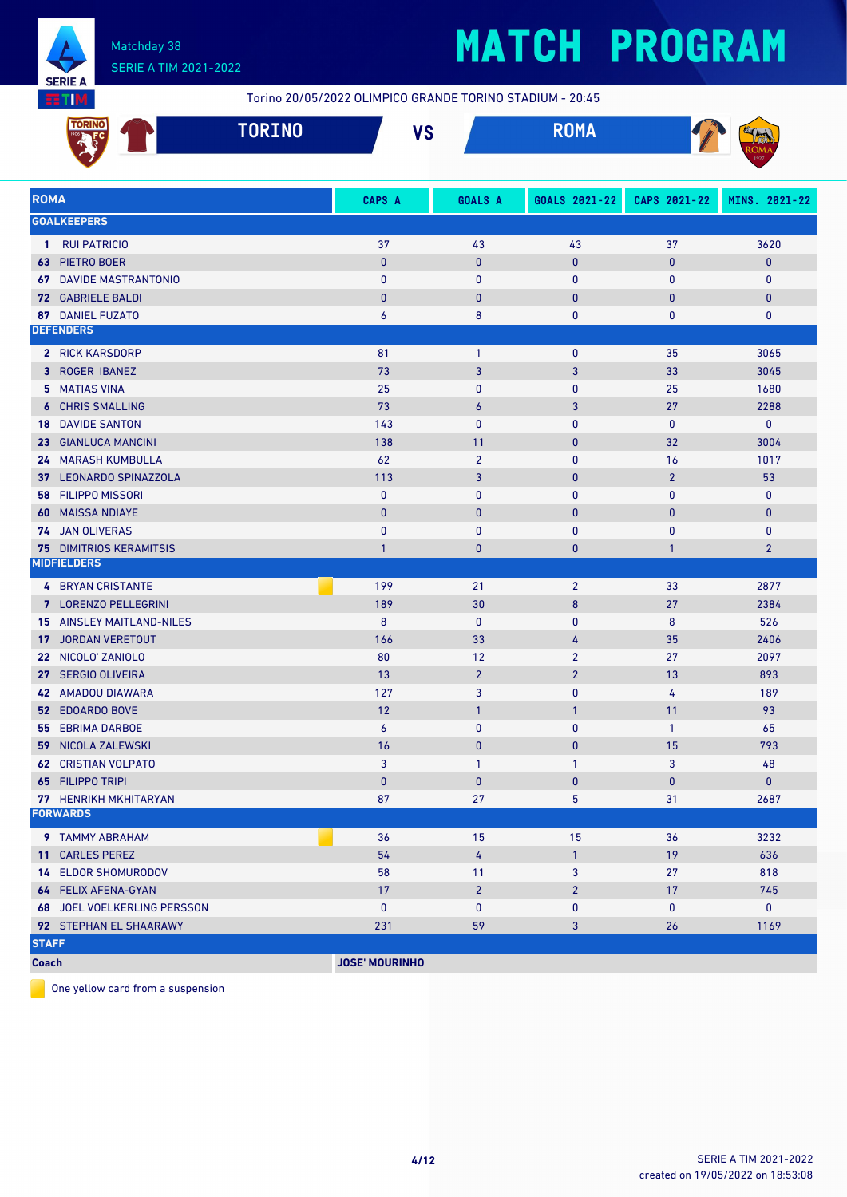# MATCH PROGRAM

Matchday 38
SERIE A TIM 2021-2022

Torino 20/05/2022 OLIMPICO GRANDE TORINO STADIUM - 20:45

**TORINO** VS **ROMA**

| ROMA | CAPS A | GOALS A | GOALS 2021-22 | CAPS 2021-22 | MINS. 2021-22 |
|---|---|---|---|---|---|
| **GOALKEEPERS** | | | | | |
| **1** RUI PATRICIO | 37 | 43 | 43 | 37 | 3620 |
| **63** PIETRO BOER | 0 | 0 | 0 | 0 | 0 |
| **67** DAVIDE MASTRANTONIO | 0 | 0 | 0 | 0 | 0 |
| **72** GABRIELE BALDI | 0 | 0 | 0 | 0 | 0 |
| **87** DANIEL FUZATO | 6 | 8 | 0 | 0 | 0 |
| **DEFENDERS** | | | | | |
| **2** RICK KARSDORP | 81 | 1 | 0 | 35 | 3065 |
| **3** ROGER IBANEZ | 73 | 3 | 3 | 33 | 3045 |
| **5** MATIAS VINA | 25 | 0 | 0 | 25 | 1680 |
| **6** CHRIS SMALLING | 73 | 6 | 3 | 27 | 2288 |
| **18** DAVIDE SANTON | 143 | 0 | 0 | 0 | 0 |
| **23** GIANLUCA MANCINI | 138 | 11 | 0 | 32 | 3004 |
| **24** MARASH KUMBULLA | 62 | 2 | 0 | 16 | 1017 |
| **37** LEONARDO SPINAZZOLA | 113 | 3 | 0 | 2 | 53 |
| **58** FILIPPO MISSORI | 0 | 0 | 0 | 0 | 0 |
| **60** MAISSA NDIAYE | 0 | 0 | 0 | 0 | 0 |
| **74** JAN OLIVERAS | 0 | 0 | 0 | 0 | 0 |
| **75** DIMITRIOS KERAMITSIS | 1 | 0 | 0 | 1 | 2 |
| **MIDFIELDERS** | | | | | |
| **4** BRYAN CRISTANTE 🟨 | 199 | 21 | 2 | 33 | 2877 |
| **7** LORENZO PELLEGRINI | 189 | 30 | 8 | 27 | 2384 |
| **15** AINSLEY MAITLAND-NILES | 8 | 0 | 0 | 8 | 526 |
| **17** JORDAN VERETOUT | 166 | 33 | 4 | 35 | 2406 |
| **22** NICOLO' ZANIOLO | 80 | 12 | 2 | 27 | 2097 |
| **27** SERGIO OLIVEIRA | 13 | 2 | 2 | 13 | 893 |
| **42** AMADOU DIAWARA | 127 | 3 | 0 | 4 | 189 |
| **52** EDOARDO BOVE | 12 | 1 | 1 | 11 | 93 |
| **55** EBRIMA DARBOE | 6 | 0 | 0 | 1 | 65 |
| **59** NICOLA ZALEWSKI | 16 | 0 | 0 | 15 | 793 |
| **62** CRISTIAN VOLPATO | 3 | 1 | 1 | 3 | 48 |
| **65** FILIPPO TRIPI | 0 | 0 | 0 | 0 | 0 |
| **77** HENRIKH MKHITARYAN | 87 | 27 | 5 | 31 | 2687 |
| **FORWARDS** | | | | | |
| **9** TAMMY ABRAHAM 🟨 | 36 | 15 | 15 | 36 | 3232 |
| **11** CARLES PEREZ | 54 | 4 | 1 | 19 | 636 |
| **14** ELDOR SHOMURODOV | 58 | 11 | 3 | 27 | 818 |
| **64** FELIX AFENA-GYAN | 17 | 2 | 2 | 17 | 745 |
| **68** JOEL VOELKERLING PERSSON | 0 | 0 | 0 | 0 | 0 |
| **92** STEPHAN EL SHAARAWY | 231 | 59 | 3 | 26 | 1169 |
| **STAFF** | | | | | |
| **Coach** | **JOSE' MOURINHO** | | | | |

🟨 One yellow card from a suspension

SERIE A TIM 2021-2022
created on 19/05/2022 on 18:53:08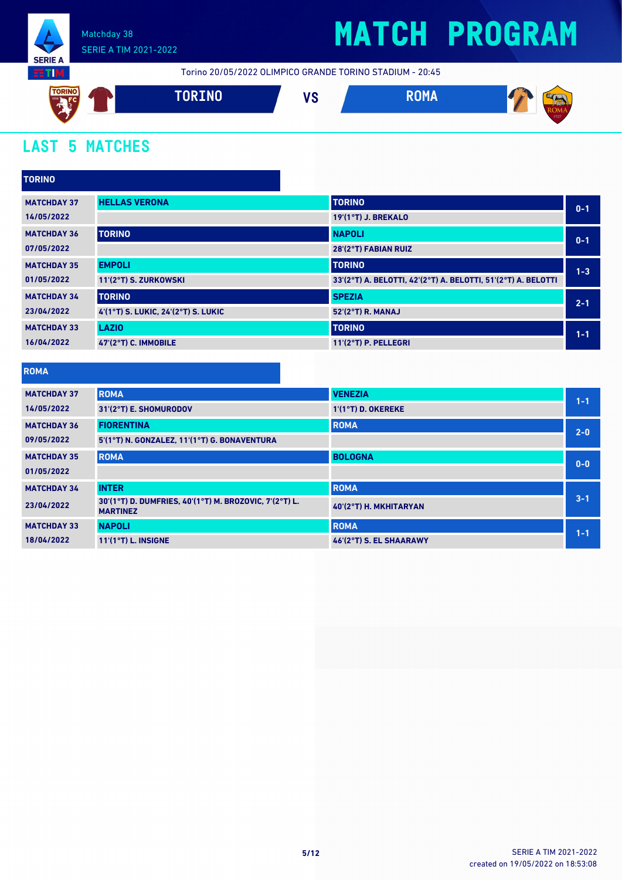Matchday 38
SERIE A TIM 2021-2022

# MATCH PROGRAM

Torino 20/05/2022 OLIMPICO GRANDE TORINO STADIUM - 20:45

**TORINO** VS **ROMA**

## LAST 5 MATCHES

### TORINO

| Matchday | Home | Away | Score |
|---|---|---|---|
| MATCHDAY 37<br>14/05/2022 | HELLAS VERONA | TORINO<br>19'(1°T) J. BREKALO | 0-1 |
| MATCHDAY 36<br>07/05/2022 | TORINO | NAPOLI<br>28'(2°T) FABIAN RUIZ | 0-1 |
| MATCHDAY 35<br>01/05/2022 | EMPOLI<br>11'(2°T) S. ZURKOWSKI | TORINO<br>33'(2°T) A. BELOTTI, 42'(2°T) A. BELOTTI, 51'(2°T) A. BELOTTI | 1-3 |
| MATCHDAY 34<br>23/04/2022 | TORINO<br>4'(1°T) S. LUKIC, 24'(2°T) S. LUKIC | SPEZIA<br>52'(2°T) R. MANAJ | 2-1 |
| MATCHDAY 33<br>16/04/2022 | LAZIO<br>47'(2°T) C. IMMOBILE | TORINO<br>11'(2°T) P. PELLEGRI | 1-1 |

### ROMA

| Matchday | Home | Away | Score |
|---|---|---|---|
| MATCHDAY 37<br>14/05/2022 | ROMA<br>31'(2°T) E. SHOMURODOV | VENEZIA<br>1'(1°T) D. OKEREKE | 1-1 |
| MATCHDAY 36<br>09/05/2022 | FIORENTINA<br>5'(1°T) N. GONZALEZ, 11'(1°T) G. BONAVENTURA | ROMA | 2-0 |
| MATCHDAY 35<br>01/05/2022 | ROMA | BOLOGNA | 0-0 |
| MATCHDAY 34<br>23/04/2022 | INTER<br>30'(1°T) D. DUMFRIES, 40'(1°T) M. BROZOVIC, 7'(2°T) L. MARTINEZ | ROMA<br>40'(2°T) H. MKHITARYAN | 3-1 |
| MATCHDAY 33<br>18/04/2022 | NAPOLI<br>11'(1°T) L. INSIGNE | ROMA<br>46'(2°T) S. EL SHAARAWY | 1-1 |

SERIE A TIM 2021-2022
created on 19/05/2022 on 18:53:08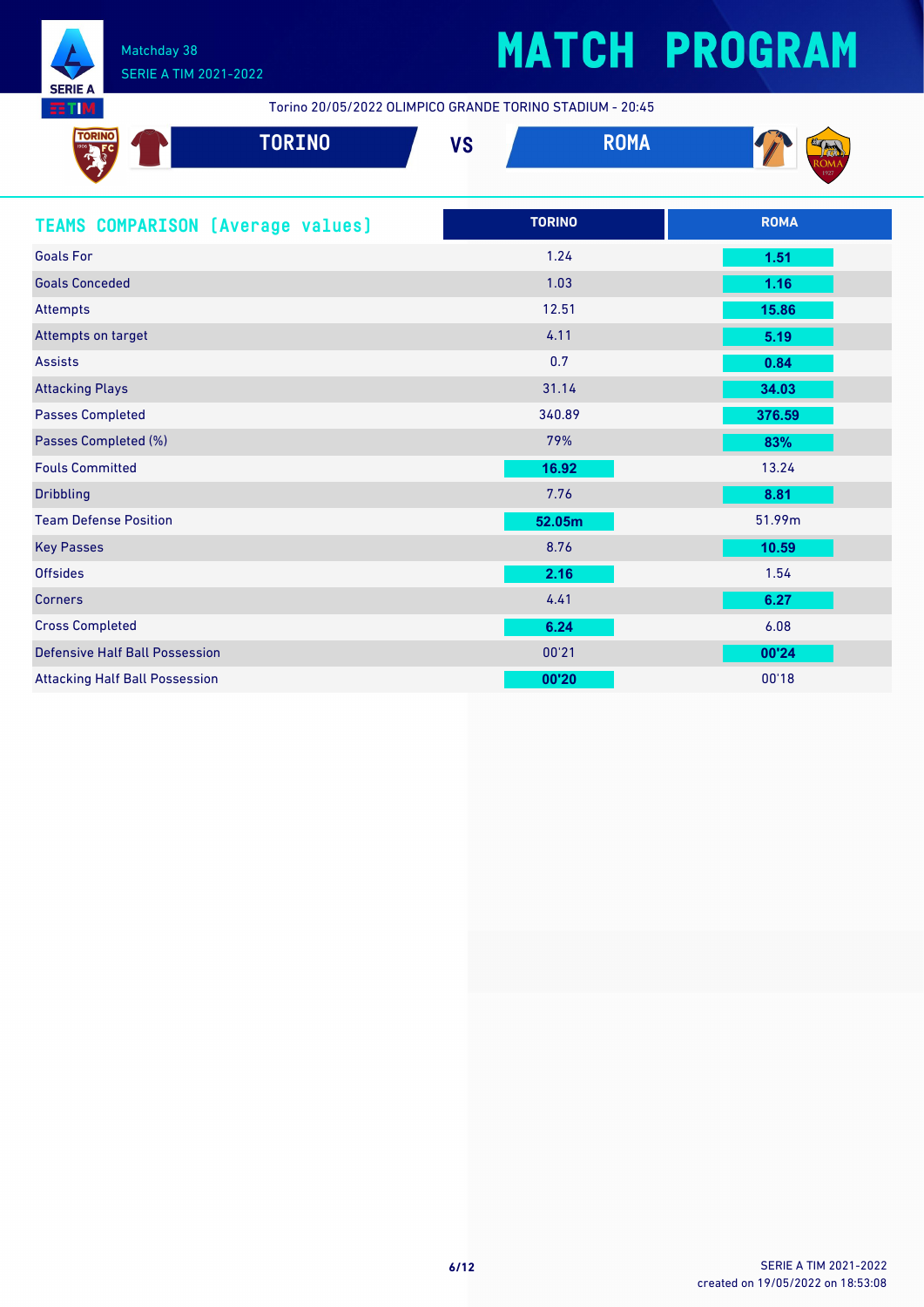# MATCH PROGRAM

Matchday 38
SERIE A TIM 2021-2022

Torino 20/05/2022 OLIMPICO GRANDE TORINO STADIUM - 20:45

## TORINO VS ROMA

| TEAMS COMPARISON (Average values) | TORINO | ROMA |
| --- | --- | --- |
| Goals For | 1.24 | **1.51** |
| Goals Conceded | 1.03 | **1.16** |
| Attempts | 12.51 | **15.86** |
| Attempts on target | 4.11 | **5.19** |
| Assists | 0.7 | **0.84** |
| Attacking Plays | 31.14 | **34.03** |
| Passes Completed | 340.89 | **376.59** |
| Passes Completed (%) | 79% | **83%** |
| Fouls Committed | **16.92** | 13.24 |
| Dribbling | 7.76 | **8.81** |
| Team Defense Position | **52.05m** | 51.99m |
| Key Passes | 8.76 | **10.59** |
| Offsides | **2.16** | 1.54 |
| Corners | 4.41 | **6.27** |
| Cross Completed | **6.24** | 6.08 |
| Defensive Half Ball Possession | 00'21 | **00'24** |
| Attacking Half Ball Possession | **00'20** | 00'18 |

SERIE A TIM 2021-2022
created on 19/05/2022 on 18:53:08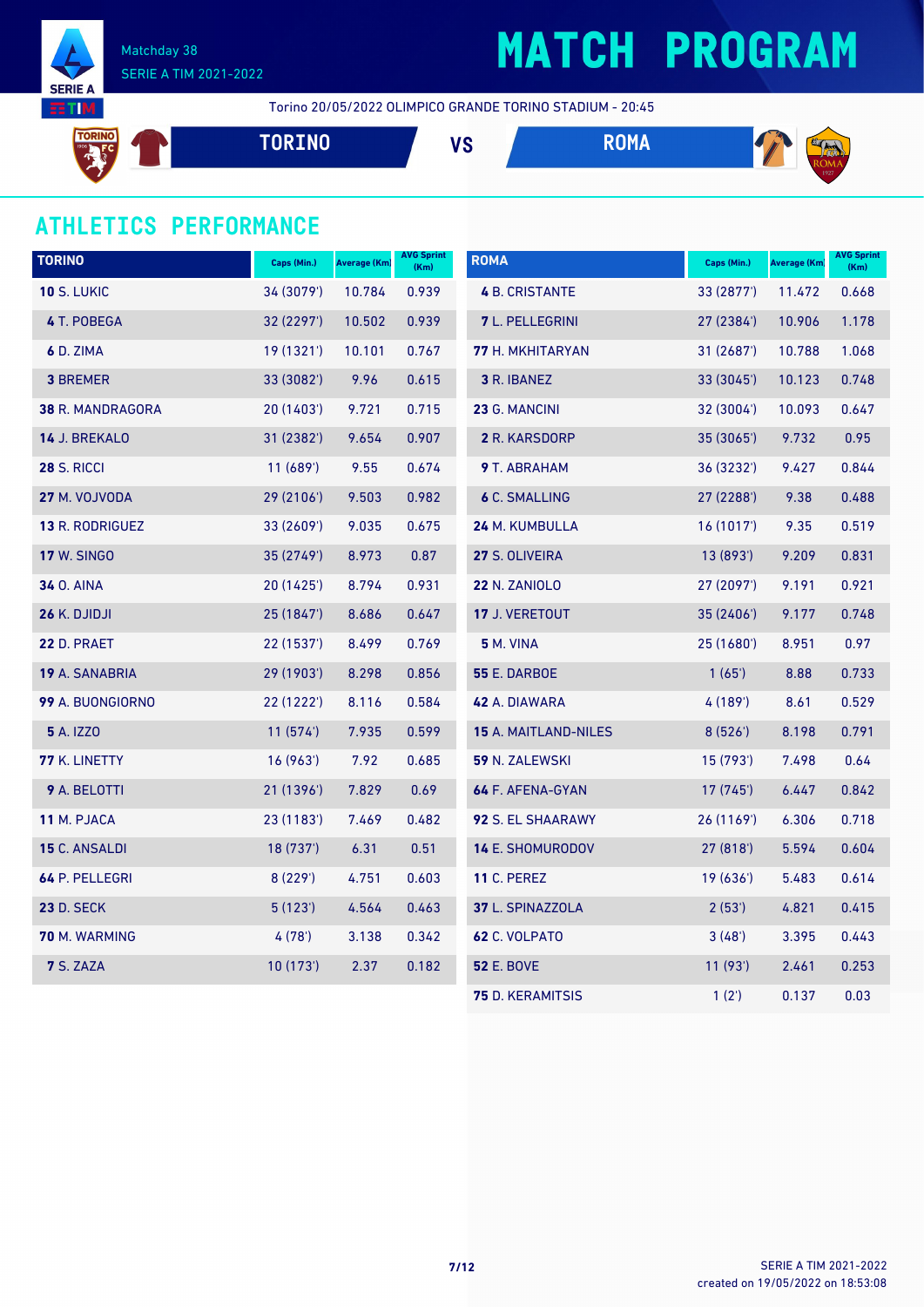Matchday 38
SERIE A TIM 2021-2022

# MATCH PROGRAM

Torino 20/05/2022 OLIMPICO GRANDE TORINO STADIUM - 20:45

**TORINO** VS **ROMA**

## ATHLETICS PERFORMANCE

| TORINO | Caps (Min.) | Average (Km) | AVG Sprint (Km) |
|---|---|---|---|
| **10** S. LUKIC | 34 (3079') | 10.784 | 0.939 |
| **4** T. POBEGA | 32 (2297') | 10.502 | 0.939 |
| **6** D. ZIMA | 19 (1321') | 10.101 | 0.767 |
| **3** BREMER | 33 (3082') | 9.96 | 0.615 |
| **38** R. MANDRAGORA | 20 (1403') | 9.721 | 0.715 |
| **14** J. BREKALO | 31 (2382') | 9.654 | 0.907 |
| **28** S. RICCI | 11 (689') | 9.55 | 0.674 |
| **27** M. VOJVODA | 29 (2106') | 9.503 | 0.982 |
| **13** R. RODRIGUEZ | 33 (2609') | 9.035 | 0.675 |
| **17** W. SINGO | 35 (2749') | 8.973 | 0.87 |
| **34** O. AINA | 20 (1425') | 8.794 | 0.931 |
| **26** K. DJIDJI | 25 (1847') | 8.686 | 0.647 |
| **22** D. PRAET | 22 (1537') | 8.499 | 0.769 |
| **19** A. SANABRIA | 29 (1903') | 8.298 | 0.856 |
| **99** A. BUONGIORNO | 22 (1222') | 8.116 | 0.584 |
| **5** A. IZZO | 11 (574') | 7.935 | 0.599 |
| **77** K. LINETTY | 16 (963') | 7.92 | 0.685 |
| **9** A. BELOTTI | 21 (1396') | 7.829 | 0.69 |
| **11** M. PJACA | 23 (1183') | 7.469 | 0.482 |
| **15** C. ANSALDI | 18 (737') | 6.31 | 0.51 |
| **64** P. PELLEGRI | 8 (229') | 4.751 | 0.603 |
| **23** D. SECK | 5 (123') | 4.564 | 0.463 |
| **70** M. WARMING | 4 (78') | 3.138 | 0.342 |
| **7** S. ZAZA | 10 (173') | 2.37 | 0.182 |

| ROMA | Caps (Min.) | Average (Km) | AVG Sprint (Km) |
|---|---|---|---|
| **4** B. CRISTANTE | 33 (2877') | 11.472 | 0.668 |
| **7** L. PELLEGRINI | 27 (2384') | 10.906 | 1.178 |
| **77** H. MKHITARYAN | 31 (2687') | 10.788 | 1.068 |
| **3** R. IBANEZ | 33 (3045') | 10.123 | 0.748 |
| **23** G. MANCINI | 32 (3004') | 10.093 | 0.647 |
| **2** R. KARSDORP | 35 (3065') | 9.732 | 0.95 |
| **9** T. ABRAHAM | 36 (3232') | 9.427 | 0.844 |
| **6** C. SMALLING | 27 (2288') | 9.38 | 0.488 |
| **24** M. KUMBULLA | 16 (1017') | 9.35 | 0.519 |
| **27** S. OLIVEIRA | 13 (893') | 9.209 | 0.831 |
| **22** N. ZANIOLO | 27 (2097') | 9.191 | 0.921 |
| **17** J. VERETOUT | 35 (2406') | 9.177 | 0.748 |
| **5** M. VINA | 25 (1680') | 8.951 | 0.97 |
| **55** E. DARBOE | 1 (65') | 8.88 | 0.733 |
| **42** A. DIAWARA | 4 (189') | 8.61 | 0.529 |
| **15** A. MAITLAND-NILES | 8 (526') | 8.198 | 0.791 |
| **59** N. ZALEWSKI | 15 (793') | 7.498 | 0.64 |
| **64** F. AFENA-GYAN | 17 (745') | 6.447 | 0.842 |
| **92** S. EL SHAARAWY | 26 (1169') | 6.306 | 0.718 |
| **14** E. SHOMURODOV | 27 (818') | 5.594 | 0.604 |
| **11** C. PEREZ | 19 (636') | 5.483 | 0.614 |
| **37** L. SPINAZZOLA | 2 (53') | 4.821 | 0.415 |
| **62** C. VOLPATO | 3 (48') | 3.395 | 0.443 |
| **52** E. BOVE | 11 (93') | 2.461 | 0.253 |
| **75** D. KERAMITSIS | 1 (2') | 0.137 | 0.03 |

SERIE A TIM 2021-2022
created on 19/05/2022 on 18:53:08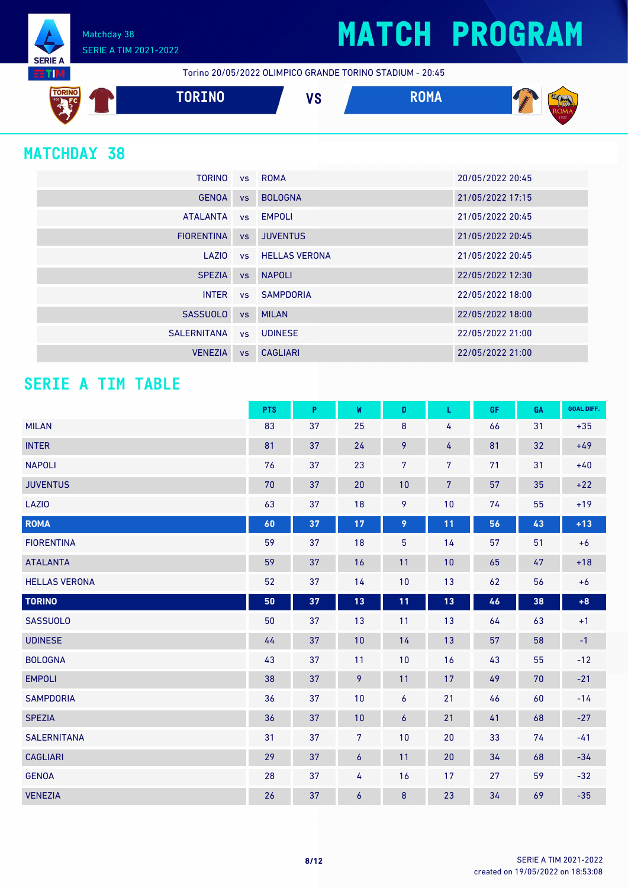# MATCH PROGRAM

Matchday 38
SERIE A TIM 2021-2022

Torino 20/05/2022 OLIMPICO GRANDE TORINO STADIUM - 20:45

TORINO VS ROMA

## MATCHDAY 38

| | | | |
|---|---|---|---|
| TORINO | vs | ROMA | 20/05/2022 20:45 |
| GENOA | vs | BOLOGNA | 21/05/2022 17:15 |
| ATALANTA | vs | EMPOLI | 21/05/2022 20:45 |
| FIORENTINA | vs | JUVENTUS | 21/05/2022 20:45 |
| LAZIO | vs | HELLAS VERONA | 21/05/2022 20:45 |
| SPEZIA | vs | NAPOLI | 22/05/2022 12:30 |
| INTER | vs | SAMPDORIA | 22/05/2022 18:00 |
| SASSUOLO | vs | MILAN | 22/05/2022 18:00 |
| SALERNITANA | vs | UDINESE | 22/05/2022 21:00 |
| VENEZIA | vs | CAGLIARI | 22/05/2022 21:00 |

## SERIE A TIM TABLE

| | PTS | P | W | D | L | GF | GA | GOAL DIFF. |
|---|---|---|---|---|---|---|---|---|
| MILAN | 83 | 37 | 25 | 8 | 4 | 66 | 31 | +35 |
| INTER | 81 | 37 | 24 | 9 | 4 | 81 | 32 | +49 |
| NAPOLI | 76 | 37 | 23 | 7 | 7 | 71 | 31 | +40 |
| JUVENTUS | 70 | 37 | 20 | 10 | 7 | 57 | 35 | +22 |
| LAZIO | 63 | 37 | 18 | 9 | 10 | 74 | 55 | +19 |
| **ROMA** | **60** | **37** | **17** | **9** | **11** | **56** | **43** | **+13** |
| FIORENTINA | 59 | 37 | 18 | 5 | 14 | 57 | 51 | +6 |
| ATALANTA | 59 | 37 | 16 | 11 | 10 | 65 | 47 | +18 |
| HELLAS VERONA | 52 | 37 | 14 | 10 | 13 | 62 | 56 | +6 |
| **TORINO** | **50** | **37** | **13** | **11** | **13** | **46** | **38** | **+8** |
| SASSUOLO | 50 | 37 | 13 | 11 | 13 | 64 | 63 | +1 |
| UDINESE | 44 | 37 | 10 | 14 | 13 | 57 | 58 | -1 |
| BOLOGNA | 43 | 37 | 11 | 10 | 16 | 43 | 55 | -12 |
| EMPOLI | 38 | 37 | 9 | 11 | 17 | 49 | 70 | -21 |
| SAMPDORIA | 36 | 37 | 10 | 6 | 21 | 46 | 60 | -14 |
| SPEZIA | 36 | 37 | 10 | 6 | 21 | 41 | 68 | -27 |
| SALERNITANA | 31 | 37 | 7 | 10 | 20 | 33 | 74 | -41 |
| CAGLIARI | 29 | 37 | 6 | 11 | 20 | 34 | 68 | -34 |
| GENOA | 28 | 37 | 4 | 16 | 17 | 27 | 59 | -32 |
| VENEZIA | 26 | 37 | 6 | 8 | 23 | 34 | 69 | -35 |

SERIE A TIM 2021-2022
created on 19/05/2022 on 18:53:08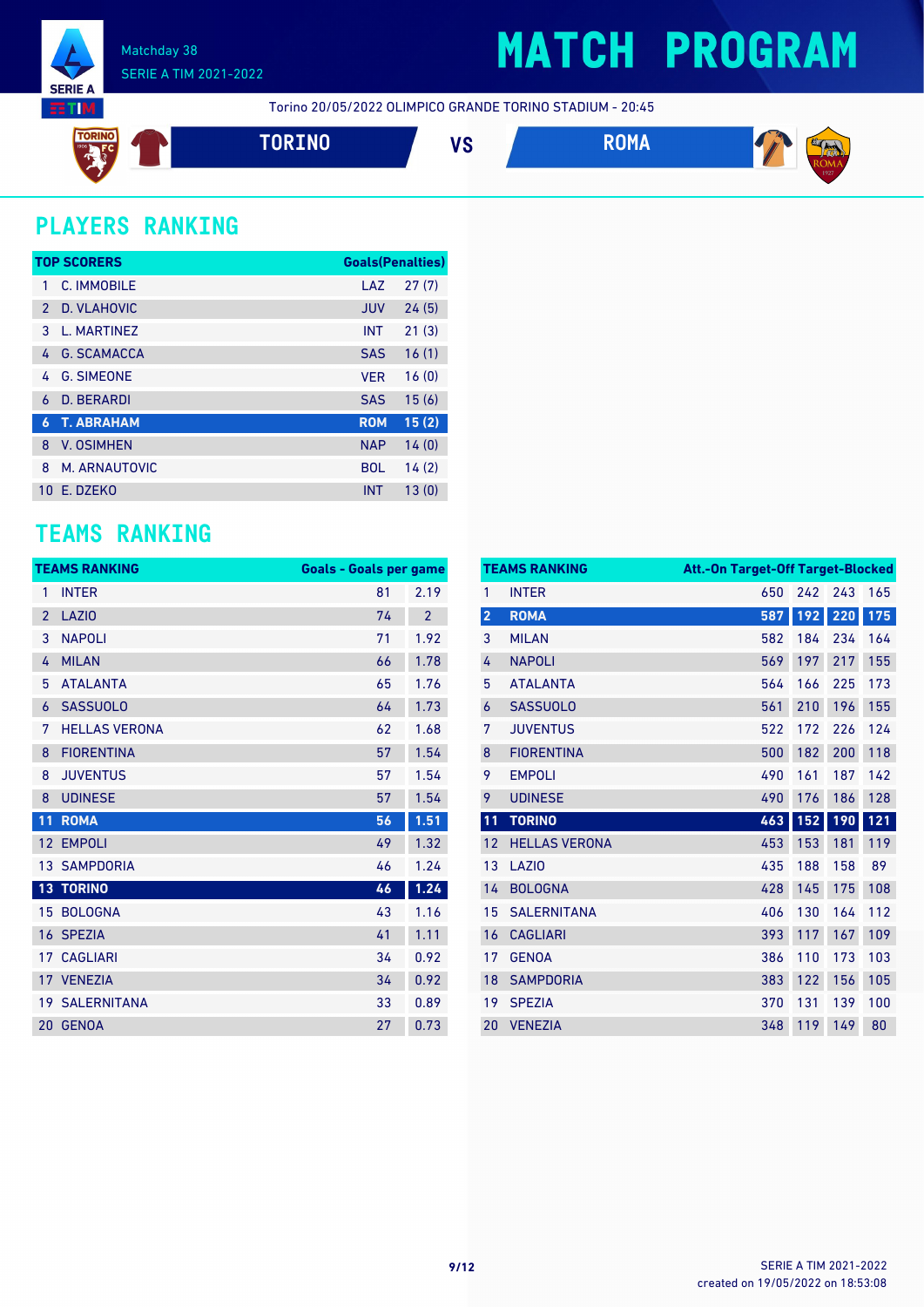Matchday 38
SERIE A TIM 2021-2022

# MATCH PROGRAM

Torino 20/05/2022 OLIMPICO GRANDE TORINO STADIUM - 20:45

**TORINO** VS **ROMA**

## PLAYERS RANKING

| TOP SCORERS | | | Goals(Penalties) |
|---|---|---|---|
| 1 | C. IMMOBILE | LAZ | 27 (7) |
| 2 | D. VLAHOVIC | JUV | 24 (5) |
| 3 | L. MARTINEZ | INT | 21 (3) |
| 4 | G. SCAMACCA | SAS | 16 (1) |
| 4 | G. SIMEONE | VER | 16 (0) |
| 6 | D. BERARDI | SAS | 15 (6) |
| **6** | **T. ABRAHAM** | **ROM** | **15 (2)** |
| 8 | V. OSIMHEN | NAP | 14 (0) |
| 8 | M. ARNAUTOVIC | BOL | 14 (2) |
| 10 | E. DZEKO | INT | 13 (0) |

## TEAMS RANKING

| TEAMS RANKING | | Goals | Goals per game |
|---|---|---|---|
| 1 | INTER | 81 | 2.19 |
| 2 | LAZIO | 74 | 2 |
| 3 | NAPOLI | 71 | 1.92 |
| 4 | MILAN | 66 | 1.78 |
| 5 | ATALANTA | 65 | 1.76 |
| 6 | SASSUOLO | 64 | 1.73 |
| 7 | HELLAS VERONA | 62 | 1.68 |
| 8 | FIORENTINA | 57 | 1.54 |
| 8 | JUVENTUS | 57 | 1.54 |
| 8 | UDINESE | 57 | 1.54 |
| **11** | **ROMA** | **56** | **1.51** |
| 12 | EMPOLI | 49 | 1.32 |
| 13 | SAMPDORIA | 46 | 1.24 |
| **13** | **TORINO** | **46** | **1.24** |
| 15 | BOLOGNA | 43 | 1.16 |
| 16 | SPEZIA | 41 | 1.11 |
| 17 | CAGLIARI | 34 | 0.92 |
| 17 | VENEZIA | 34 | 0.92 |
| 19 | SALERNITANA | 33 | 0.89 |
| 20 | GENOA | 27 | 0.73 |

| TEAMS RANKING | | Att. | On Target | Off Target | Blocked |
|---|---|---|---|---|---|
| 1 | INTER | 650 | 242 | 243 | 165 |
| **2** | **ROMA** | **587** | **192** | **220** | **175** |
| 3 | MILAN | 582 | 184 | 234 | 164 |
| 4 | NAPOLI | 569 | 197 | 217 | 155 |
| 5 | ATALANTA | 564 | 166 | 225 | 173 |
| 6 | SASSUOLO | 561 | 210 | 196 | 155 |
| 7 | JUVENTUS | 522 | 172 | 226 | 124 |
| 8 | FIORENTINA | 500 | 182 | 200 | 118 |
| 9 | EMPOLI | 490 | 161 | 187 | 142 |
| 9 | UDINESE | 490 | 176 | 186 | 128 |
| **11** | **TORINO** | **463** | **152** | **190** | **121** |
| 12 | HELLAS VERONA | 453 | 153 | 181 | 119 |
| 13 | LAZIO | 435 | 188 | 158 | 89 |
| 14 | BOLOGNA | 428 | 145 | 175 | 108 |
| 15 | SALERNITANA | 406 | 130 | 164 | 112 |
| 16 | CAGLIARI | 393 | 117 | 167 | 109 |
| 17 | GENOA | 386 | 110 | 173 | 103 |
| 18 | SAMPDORIA | 383 | 122 | 156 | 105 |
| 19 | SPEZIA | 370 | 131 | 139 | 100 |
| 20 | VENEZIA | 348 | 119 | 149 | 80 |

SERIE A TIM 2021-2022
created on 19/05/2022 on 18:53:08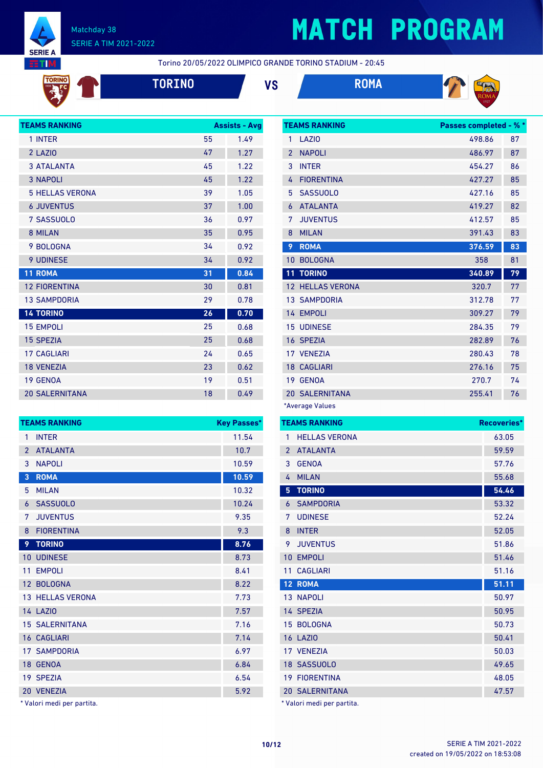Matchday 38

SERIE A TIM 2021-2022

# MATCH PROGRAM

Torino 20/05/2022 OLIMPICO GRANDE TORINO STADIUM - 20:45

**TORINO** VS **ROMA**

| TEAMS RANKING | Assists | Avg |
|---|---|---|
| 1 INTER | 55 | 1.49 |
| 2 LAZIO | 47 | 1.27 |
| 3 ATALANTA | 45 | 1.22 |
| 3 NAPOLI | 45 | 1.22 |
| 5 HELLAS VERONA | 39 | 1.05 |
| 6 JUVENTUS | 37 | 1.00 |
| 7 SASSUOLO | 36 | 0.97 |
| 8 MILAN | 35 | 0.95 |
| 9 BOLOGNA | 34 | 0.92 |
| 9 UDINESE | 34 | 0.92 |
| 11 ROMA | 31 | 0.84 |
| 12 FIORENTINA | 30 | 0.81 |
| 13 SAMPDORIA | 29 | 0.78 |
| 14 TORINO | 26 | 0.70 |
| 15 EMPOLI | 25 | 0.68 |
| 15 SPEZIA | 25 | 0.68 |
| 17 CAGLIARI | 24 | 0.65 |
| 18 VENEZIA | 23 | 0.62 |
| 19 GENOA | 19 | 0.51 |
| 20 SALERNITANA | 18 | 0.49 |

| TEAMS RANKING | Passes completed | % * |
|---|---|---|
| 1 LAZIO | 498.86 | 87 |
| 2 NAPOLI | 486.97 | 87 |
| 3 INTER | 454.27 | 86 |
| 4 FIORENTINA | 427.27 | 85 |
| 5 SASSUOLO | 427.16 | 85 |
| 6 ATALANTA | 419.27 | 82 |
| 7 JUVENTUS | 412.57 | 85 |
| 8 MILAN | 391.43 | 83 |
| 9 ROMA | 376.59 | 83 |
| 10 BOLOGNA | 358 | 81 |
| 11 TORINO | 340.89 | 79 |
| 12 HELLAS VERONA | 320.7 | 77 |
| 13 SAMPDORIA | 312.78 | 77 |
| 14 EMPOLI | 309.27 | 79 |
| 15 UDINESE | 284.35 | 79 |
| 16 SPEZIA | 282.89 | 76 |
| 17 VENEZIA | 280.43 | 78 |
| 18 CAGLIARI | 276.16 | 75 |
| 19 GENOA | 270.7 | 74 |
| 20 SALERNITANA | 255.41 | 76 |

*Average Values

| TEAMS RANKING | Key Passes* |
|---|---|
| 1 INTER | 11.54 |
| 2 ATALANTA | 10.7 |
| 3 NAPOLI | 10.59 |
| 3 ROMA | 10.59 |
| 5 MILAN | 10.32 |
| 6 SASSUOLO | 10.24 |
| 7 JUVENTUS | 9.35 |
| 8 FIORENTINA | 9.3 |
| 9 TORINO | 8.76 |
| 10 UDINESE | 8.73 |
| 11 EMPOLI | 8.41 |
| 12 BOLOGNA | 8.22 |
| 13 HELLAS VERONA | 7.73 |
| 14 LAZIO | 7.57 |
| 15 SALERNITANA | 7.16 |
| 16 CAGLIARI | 7.14 |
| 17 SAMPDORIA | 6.97 |
| 18 GENOA | 6.84 |
| 19 SPEZIA | 6.54 |
| 20 VENEZIA | 5.92 |

* Valori medi per partita.

| TEAMS RANKING | Recoveries* |
|---|---|
| 1 HELLAS VERONA | 63.05 |
| 2 ATALANTA | 59.59 |
| 3 GENOA | 57.76 |
| 4 MILAN | 55.68 |
| 5 TORINO | 54.46 |
| 6 SAMPDORIA | 53.32 |
| 7 UDINESE | 52.24 |
| 8 INTER | 52.05 |
| 9 JUVENTUS | 51.86 |
| 10 EMPOLI | 51.46 |
| 11 CAGLIARI | 51.16 |
| 12 ROMA | 51.11 |
| 13 NAPOLI | 50.97 |
| 14 SPEZIA | 50.95 |
| 15 BOLOGNA | 50.73 |
| 16 LAZIO | 50.41 |
| 17 VENEZIA | 50.03 |
| 18 SASSUOLO | 49.65 |
| 19 FIORENTINA | 48.05 |
| 20 SALERNITANA | 47.57 |

* Valori medi per partita.

SERIE A TIM 2021-2022
created on 19/05/2022 on 18:53:08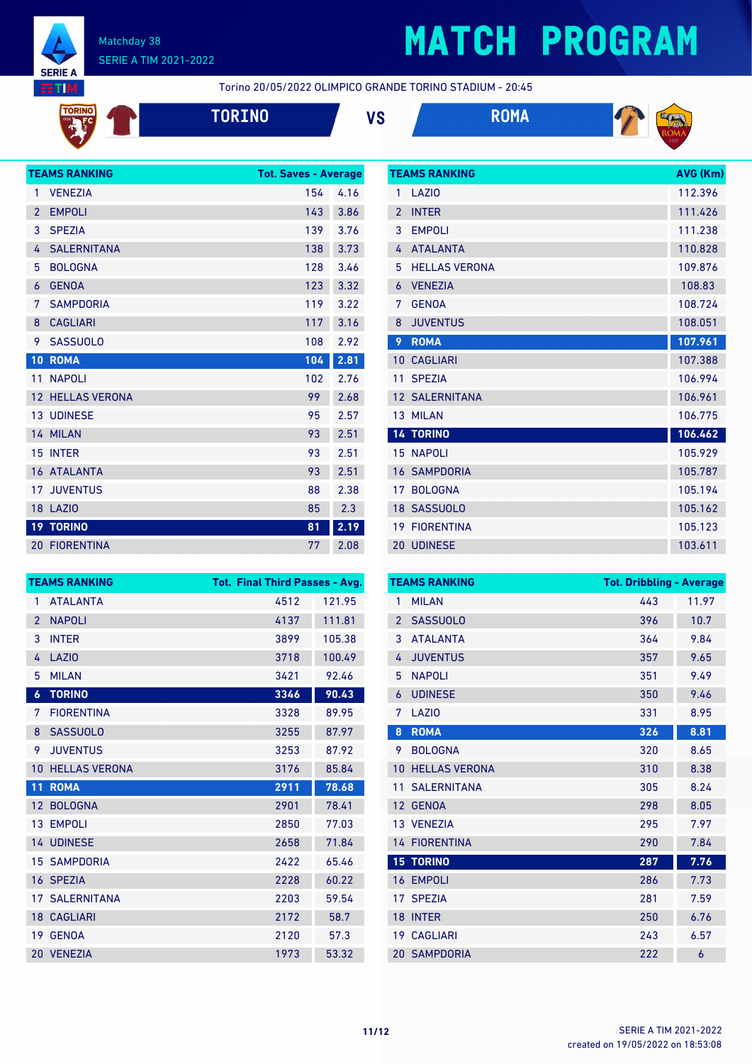Matchday 38

SERIE A TIM 2021-2022

# MATCH PROGRAM

Torino 20/05/2022 OLIMPICO GRANDE TORINO STADIUM - 20:45

**TORINO** VS **ROMA**

| TEAMS RANKING | | Tot. Saves - Average | |
|---|---|---|---|
| 1 | VENEZIA | 154 | 4.16 |
| 2 | EMPOLI | 143 | 3.86 |
| 3 | SPEZIA | 139 | 3.76 |
| 4 | SALERNITANA | 138 | 3.73 |
| 5 | BOLOGNA | 128 | 3.46 |
| 6 | GENOA | 123 | 3.32 |
| 7 | SAMPDORIA | 119 | 3.22 |
| 8 | CAGLIARI | 117 | 3.16 |
| 9 | SASSUOLO | 108 | 2.92 |
| 10 | ROMA | 104 | 2.81 |
| 11 | NAPOLI | 102 | 2.76 |
| 12 | HELLAS VERONA | 99 | 2.68 |
| 13 | UDINESE | 95 | 2.57 |
| 14 | MILAN | 93 | 2.51 |
| 15 | INTER | 93 | 2.51 |
| 16 | ATALANTA | 93 | 2.51 |
| 17 | JUVENTUS | 88 | 2.38 |
| 18 | LAZIO | 85 | 2.3 |
| 19 | TORINO | 81 | 2.19 |
| 20 | FIORENTINA | 77 | 2.08 |

| TEAMS RANKING | | AVG (Km) |
|---|---|---|
| 1 | LAZIO | 112.396 |
| 2 | INTER | 111.426 |
| 3 | EMPOLI | 111.238 |
| 4 | ATALANTA | 110.828 |
| 5 | HELLAS VERONA | 109.876 |
| 6 | VENEZIA | 108.83 |
| 7 | GENOA | 108.724 |
| 8 | JUVENTUS | 108.051 |
| 9 | ROMA | 107.961 |
| 10 | CAGLIARI | 107.388 |
| 11 | SPEZIA | 106.994 |
| 12 | SALERNITANA | 106.961 |
| 13 | MILAN | 106.775 |
| 14 | TORINO | 106.462 |
| 15 | NAPOLI | 105.929 |
| 16 | SAMPDORIA | 105.787 |
| 17 | BOLOGNA | 105.194 |
| 18 | SASSUOLO | 105.162 |
| 19 | FIORENTINA | 105.123 |
| 20 | UDINESE | 103.611 |

| TEAMS RANKING | | Tot. Final Third Passes - Avg. | |
|---|---|---|---|
| 1 | ATALANTA | 4512 | 121.95 |
| 2 | NAPOLI | 4137 | 111.81 |
| 3 | INTER | 3899 | 105.38 |
| 4 | LAZIO | 3718 | 100.49 |
| 5 | MILAN | 3421 | 92.46 |
| 6 | TORINO | 3346 | 90.43 |
| 7 | FIORENTINA | 3328 | 89.95 |
| 8 | SASSUOLO | 3255 | 87.97 |
| 9 | JUVENTUS | 3253 | 87.92 |
| 10 | HELLAS VERONA | 3176 | 85.84 |
| 11 | ROMA | 2911 | 78.68 |
| 12 | BOLOGNA | 2901 | 78.41 |
| 13 | EMPOLI | 2850 | 77.03 |
| 14 | UDINESE | 2658 | 71.84 |
| 15 | SAMPDORIA | 2422 | 65.46 |
| 16 | SPEZIA | 2228 | 60.22 |
| 17 | SALERNITANA | 2203 | 59.54 |
| 18 | CAGLIARI | 2172 | 58.7 |
| 19 | GENOA | 2120 | 57.3 |
| 20 | VENEZIA | 1973 | 53.32 |

| TEAMS RANKING | | Tot. Dribbling - Average | |
|---|---|---|---|
| 1 | MILAN | 443 | 11.97 |
| 2 | SASSUOLO | 396 | 10.7 |
| 3 | ATALANTA | 364 | 9.84 |
| 4 | JUVENTUS | 357 | 9.65 |
| 5 | NAPOLI | 351 | 9.49 |
| 6 | UDINESE | 350 | 9.46 |
| 7 | LAZIO | 331 | 8.95 |
| 8 | ROMA | 326 | 8.81 |
| 9 | BOLOGNA | 320 | 8.65 |
| 10 | HELLAS VERONA | 310 | 8.38 |
| 11 | SALERNITANA | 305 | 8.24 |
| 12 | GENOA | 298 | 8.05 |
| 13 | VENEZIA | 295 | 7.97 |
| 14 | FIORENTINA | 290 | 7.84 |
| 15 | TORINO | 287 | 7.76 |
| 16 | EMPOLI | 286 | 7.73 |
| 17 | SPEZIA | 281 | 7.59 |
| 18 | INTER | 250 | 6.76 |
| 19 | CAGLIARI | 243 | 6.57 |
| 20 | SAMPDORIA | 222 | 6 |

SERIE A TIM 2021-2022
created on 19/05/2022 on 18:53:08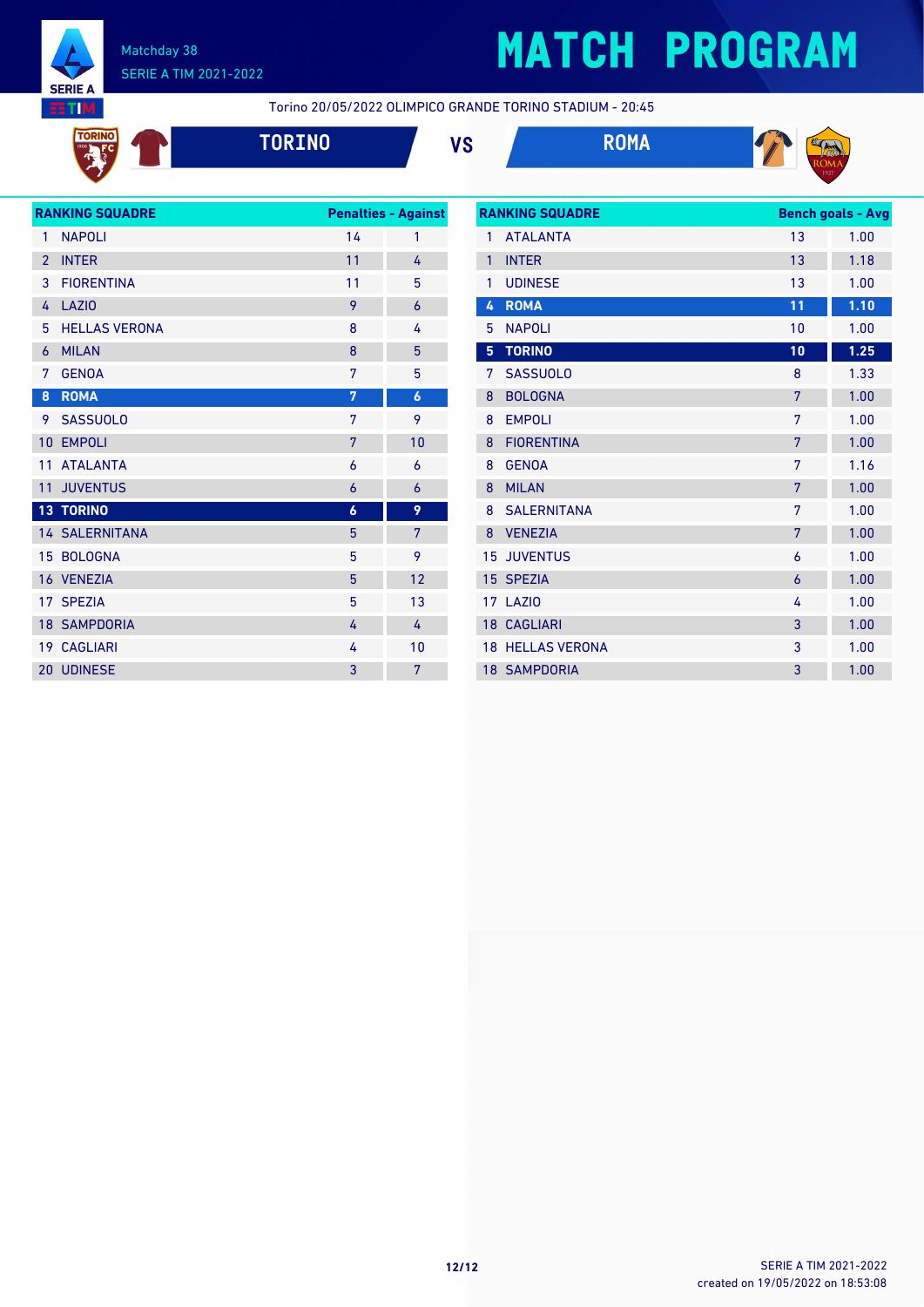Matchday 38
SERIE A TIM 2021-2022

# MATCH PROGRAM

Torino 20/05/2022 OLIMPICO GRANDE TORINO STADIUM - 20:45

## TORINO VS ROMA

| RANKING SQUADRE | | Penalties | Against |
|---|---|---|---|
| 1 | NAPOLI | 14 | 1 |
| 2 | INTER | 11 | 4 |
| 3 | FIORENTINA | 11 | 5 |
| 4 | LAZIO | 9 | 6 |
| 5 | HELLAS VERONA | 8 | 4 |
| 6 | MILAN | 8 | 5 |
| 7 | GENOA | 7 | 5 |
| 8 | ROMA | 7 | 6 |
| 9 | SASSUOLO | 7 | 9 |
| 10 | EMPOLI | 7 | 10 |
| 11 | ATALANTA | 6 | 6 |
| 11 | JUVENTUS | 6 | 6 |
| 13 | TORINO | 6 | 9 |
| 14 | SALERNITANA | 5 | 7 |
| 15 | BOLOGNA | 5 | 9 |
| 16 | VENEZIA | 5 | 12 |
| 17 | SPEZIA | 5 | 13 |
| 18 | SAMPDORIA | 4 | 4 |
| 19 | CAGLIARI | 4 | 10 |
| 20 | UDINESE | 3 | 7 |

| RANKING SQUADRE | | Bench goals | Avg |
|---|---|---|---|
| 1 | ATALANTA | 13 | 1.00 |
| 1 | INTER | 13 | 1.18 |
| 1 | UDINESE | 13 | 1.00 |
| 4 | ROMA | 11 | 1.10 |
| 5 | NAPOLI | 10 | 1.00 |
| 5 | TORINO | 10 | 1.25 |
| 7 | SASSUOLO | 8 | 1.33 |
| 8 | BOLOGNA | 7 | 1.00 |
| 8 | EMPOLI | 7 | 1.00 |
| 8 | FIORENTINA | 7 | 1.00 |
| 8 | GENOA | 7 | 1.16 |
| 8 | MILAN | 7 | 1.00 |
| 8 | SALERNITANA | 7 | 1.00 |
| 8 | VENEZIA | 7 | 1.00 |
| 15 | JUVENTUS | 6 | 1.00 |
| 15 | SPEZIA | 6 | 1.00 |
| 17 | LAZIO | 4 | 1.00 |
| 18 | CAGLIARI | 3 | 1.00 |
| 18 | HELLAS VERONA | 3 | 1.00 |
| 18 | SAMPDORIA | 3 | 1.00 |

SERIE A TIM 2021-2022
created on 19/05/2022 on 18:53:08